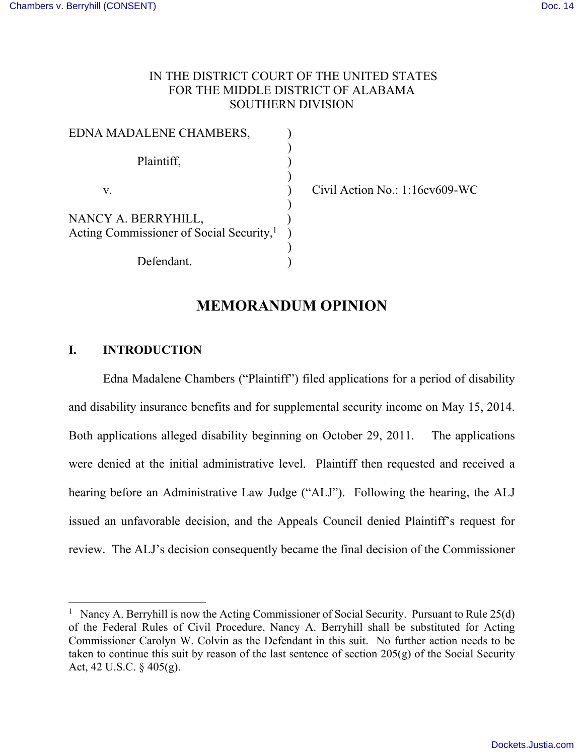IN THE DISTRICT COURT OF THE UNITED STATES
FOR THE MIDDLE DISTRICT OF ALABAMA
SOUTHERN DIVISION

EDNA MADALENE CHAMBERS,
Plaintiff,

v.

NANCY A. BERRYHILL,
Acting Commissioner of Social Security,[1]
Defendant.

Civil Action No.: 1:16cv609-WC

# MEMORANDUM OPINION

## I. INTRODUCTION

Edna Madalene Chambers ("Plaintiff") filed applications for a period of disability and disability insurance benefits and for supplemental security income on May 15, 2014. Both applications alleged disability beginning on October 29, 2011. The applications were denied at the initial administrative level. Plaintiff then requested and received a hearing before an Administrative Law Judge ("ALJ"). Following the hearing, the ALJ issued an unfavorable decision, and the Appeals Council denied Plaintiff's request for review. The ALJ's decision consequently became the final decision of the Commissioner

---

[1] Nancy A. Berryhill is now the Acting Commissioner of Social Security. Pursuant to Rule 25(d) of the Federal Rules of Civil Procedure, Nancy A. Berryhill shall be substituted for Acting Commissioner Carolyn W. Colvin as the Defendant in this suit. No further action needs to be taken to continue this suit by reason of the last sentence of section 205(g) of the Social Security Act, 42 U.S.C. § 405(g).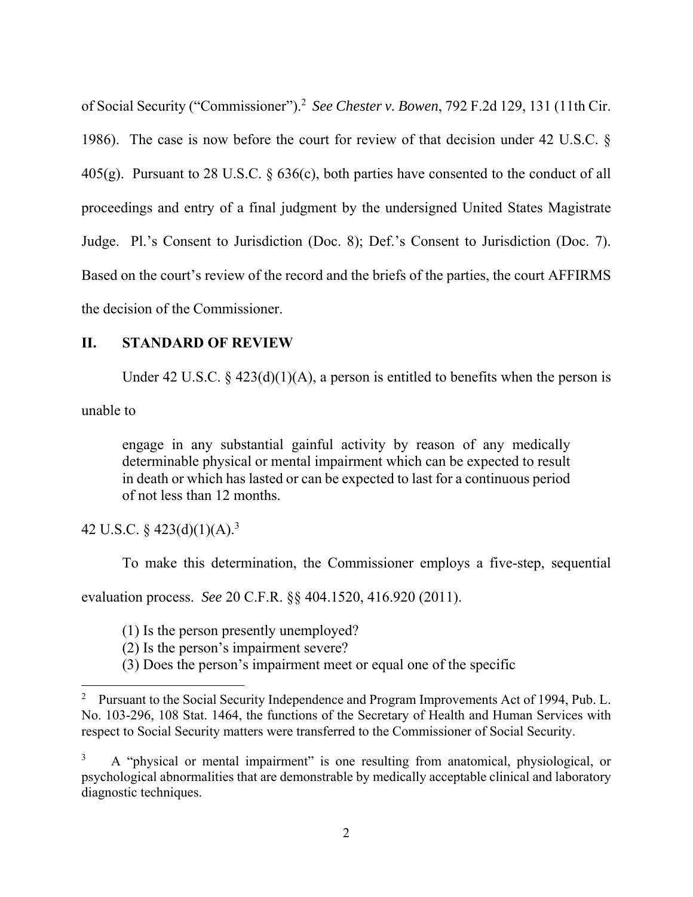of Social Security ("Commissioner").[2] *See Chester v. Bowen*, 792 F.2d 129, 131 (11th Cir. 1986). The case is now before the court for review of that decision under 42 U.S.C. § 405(g). Pursuant to 28 U.S.C. § 636(c), both parties have consented to the conduct of all proceedings and entry of a final judgment by the undersigned United States Magistrate Judge. Pl.'s Consent to Jurisdiction (Doc. 8); Def.'s Consent to Jurisdiction (Doc. 7). Based on the court's review of the record and the briefs of the parties, the court AFFIRMS the decision of the Commissioner.

## II. STANDARD OF REVIEW

Under 42 U.S.C. § 423(d)(1)(A), a person is entitled to benefits when the person is unable to

> engage in any substantial gainful activity by reason of any medically determinable physical or mental impairment which can be expected to result in death or which has lasted or can be expected to last for a continuous period of not less than 12 months.

42 U.S.C. § 423(d)(1)(A).[3]

To make this determination, the Commissioner employs a five-step, sequential evaluation process. *See* 20 C.F.R. §§ 404.1520, 416.920 (2011).

> (1) Is the person presently unemployed?
> (2) Is the person's impairment severe?
> (3) Does the person's impairment meet or equal one of the specific

---

[2] Pursuant to the Social Security Independence and Program Improvements Act of 1994, Pub. L. No. 103-296, 108 Stat. 1464, the functions of the Secretary of Health and Human Services with respect to Social Security matters were transferred to the Commissioner of Social Security.

[3] A "physical or mental impairment" is one resulting from anatomical, physiological, or psychological abnormalities that are demonstrable by medically acceptable clinical and laboratory diagnostic techniques.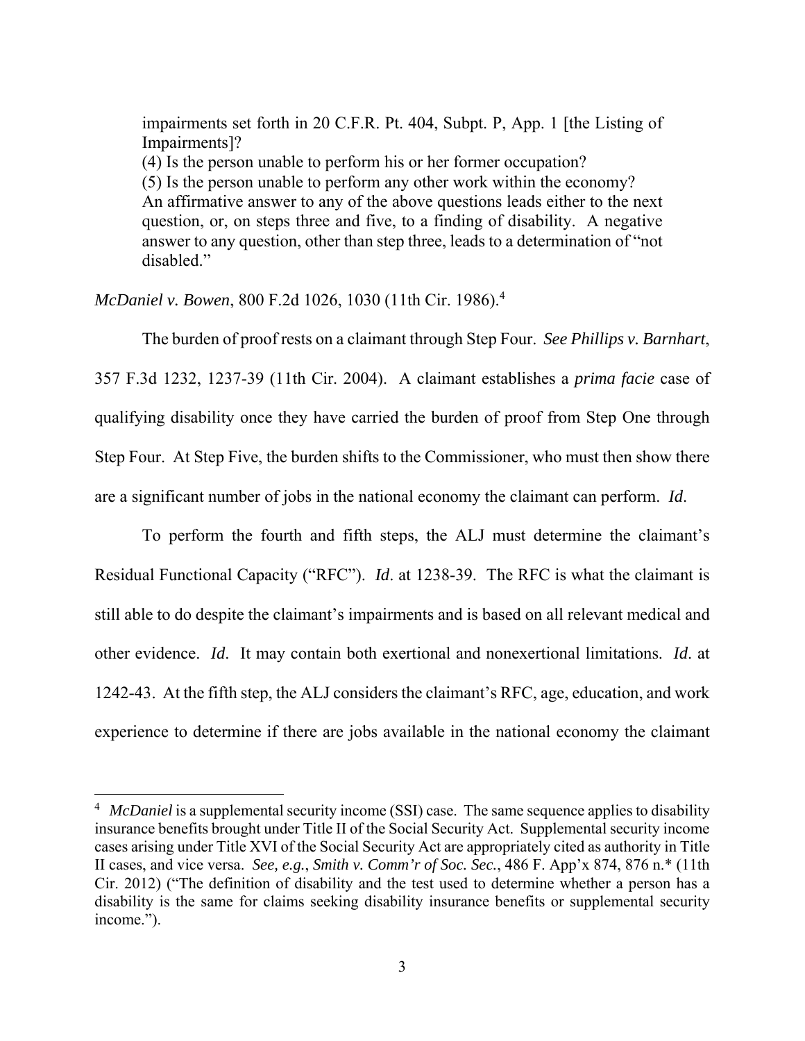> impairments set forth in 20 C.F.R. Pt. 404, Subpt. P, App. 1 [the Listing of Impairments]?
> (4) Is the person unable to perform his or her former occupation?
> (5) Is the person unable to perform any other work within the economy?
> An affirmative answer to any of the above questions leads either to the next question, or, on steps three and five, to a finding of disability. A negative answer to any question, other than step three, leads to a determination of "not disabled."

*McDaniel v. Bowen*, 800 F.2d 1026, 1030 (11th Cir. 1986).[4]

The burden of proof rests on a claimant through Step Four. *See Phillips v. Barnhart*, 357 F.3d 1232, 1237-39 (11th Cir. 2004). A claimant establishes a *prima facie* case of qualifying disability once they have carried the burden of proof from Step One through Step Four. At Step Five, the burden shifts to the Commissioner, who must then show there are a significant number of jobs in the national economy the claimant can perform. *Id*.

To perform the fourth and fifth steps, the ALJ must determine the claimant's Residual Functional Capacity ("RFC"). *Id*. at 1238-39. The RFC is what the claimant is still able to do despite the claimant's impairments and is based on all relevant medical and other evidence. *Id*. It may contain both exertional and nonexertional limitations. *Id*. at 1242-43. At the fifth step, the ALJ considers the claimant's RFC, age, education, and work experience to determine if there are jobs available in the national economy the claimant

---

[4] *McDaniel* is a supplemental security income (SSI) case. The same sequence applies to disability insurance benefits brought under Title II of the Social Security Act. Supplemental security income cases arising under Title XVI of the Social Security Act are appropriately cited as authority in Title II cases, and vice versa. *See, e.g.*, *Smith v. Comm'r of Soc. Sec.*, 486 F. App'x 874, 876 n.* (11th Cir. 2012) ("The definition of disability and the test used to determine whether a person has a disability is the same for claims seeking disability insurance benefits or supplemental security income.").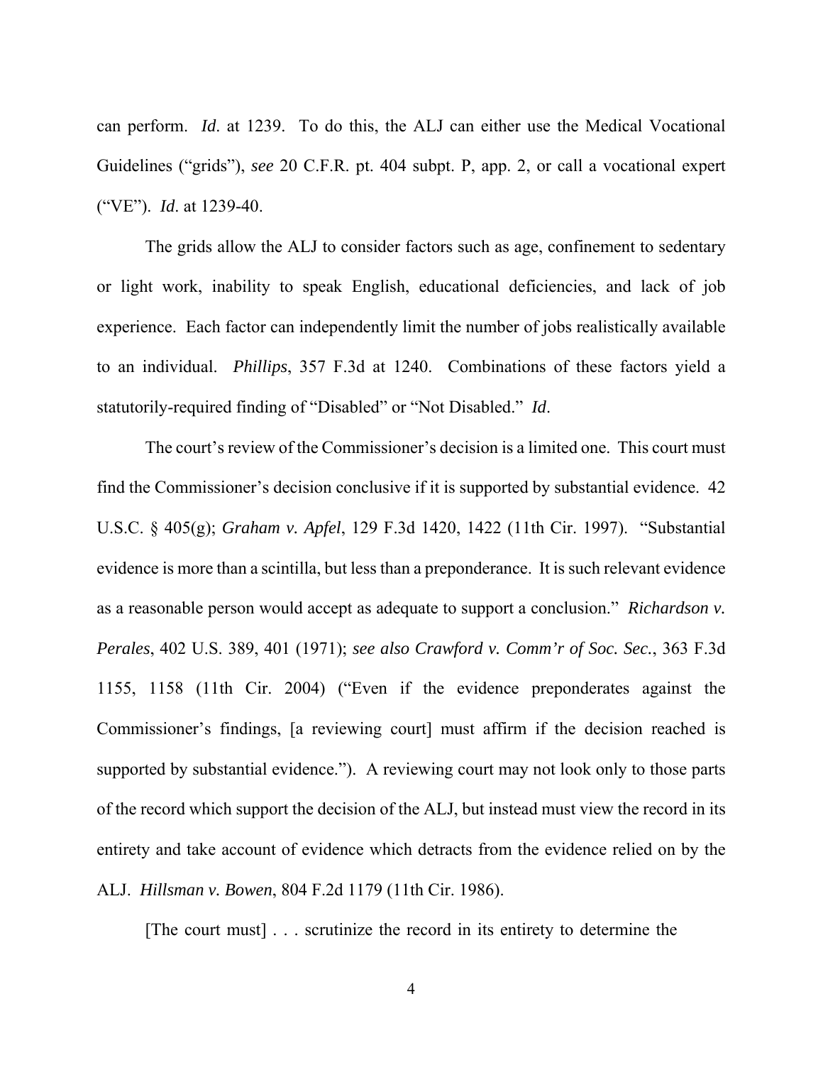can perform. *Id*. at 1239. To do this, the ALJ can either use the Medical Vocational Guidelines ("grids"), *see* 20 C.F.R. pt. 404 subpt. P, app. 2, or call a vocational expert ("VE"). *Id*. at 1239-40.

The grids allow the ALJ to consider factors such as age, confinement to sedentary or light work, inability to speak English, educational deficiencies, and lack of job experience. Each factor can independently limit the number of jobs realistically available to an individual. *Phillips*, 357 F.3d at 1240. Combinations of these factors yield a statutorily-required finding of "Disabled" or "Not Disabled." *Id*.

The court's review of the Commissioner's decision is a limited one. This court must find the Commissioner's decision conclusive if it is supported by substantial evidence. 42 U.S.C. § 405(g); *Graham v. Apfel*, 129 F.3d 1420, 1422 (11th Cir. 1997). "Substantial evidence is more than a scintilla, but less than a preponderance. It is such relevant evidence as a reasonable person would accept as adequate to support a conclusion." *Richardson v. Perales*, 402 U.S. 389, 401 (1971); *see also Crawford v. Comm'r of Soc. Sec.*, 363 F.3d 1155, 1158 (11th Cir. 2004) ("Even if the evidence preponderates against the Commissioner's findings, [a reviewing court] must affirm if the decision reached is supported by substantial evidence."). A reviewing court may not look only to those parts of the record which support the decision of the ALJ, but instead must view the record in its entirety and take account of evidence which detracts from the evidence relied on by the ALJ. *Hillsman v. Bowen*, 804 F.2d 1179 (11th Cir. 1986).

[The court must] . . . scrutinize the record in its entirety to determine the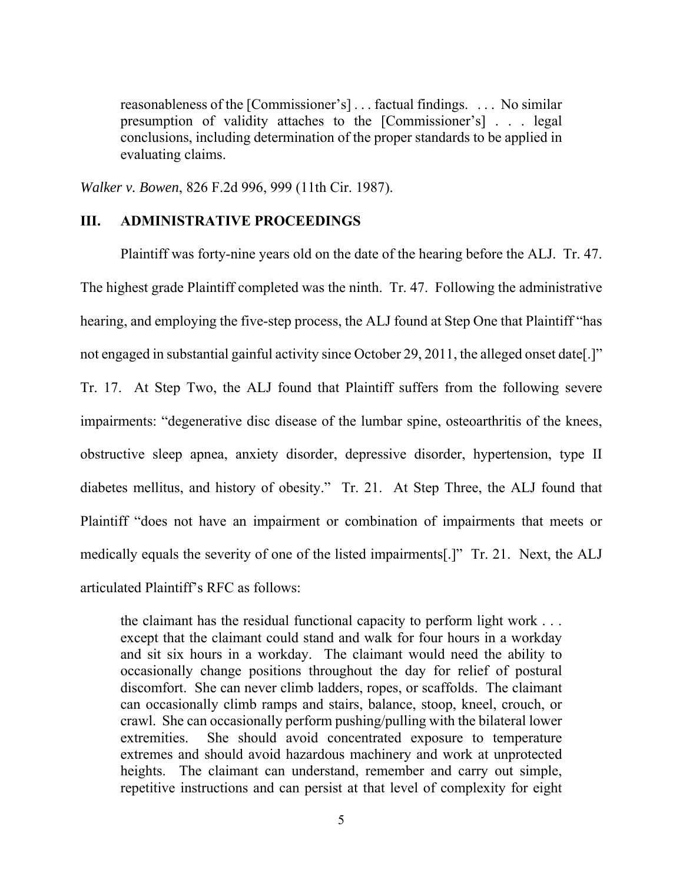> reasonableness of the [Commissioner's] . . . factual findings. . . . No similar presumption of validity attaches to the [Commissioner's] . . . legal conclusions, including determination of the proper standards to be applied in evaluating claims.

*Walker v. Bowen*, 826 F.2d 996, 999 (11th Cir. 1987).

## III. ADMINISTRATIVE PROCEEDINGS

Plaintiff was forty-nine years old on the date of the hearing before the ALJ. Tr. 47. The highest grade Plaintiff completed was the ninth. Tr. 47. Following the administrative hearing, and employing the five-step process, the ALJ found at Step One that Plaintiff "has not engaged in substantial gainful activity since October 29, 2011, the alleged onset date[.]" Tr. 17. At Step Two, the ALJ found that Plaintiff suffers from the following severe impairments: "degenerative disc disease of the lumbar spine, osteoarthritis of the knees, obstructive sleep apnea, anxiety disorder, depressive disorder, hypertension, type II diabetes mellitus, and history of obesity." Tr. 21. At Step Three, the ALJ found that Plaintiff "does not have an impairment or combination of impairments that meets or medically equals the severity of one of the listed impairments[.]" Tr. 21. Next, the ALJ articulated Plaintiff's RFC as follows:

> the claimant has the residual functional capacity to perform light work . . . except that the claimant could stand and walk for four hours in a workday and sit six hours in a workday. The claimant would need the ability to occasionally change positions throughout the day for relief of postural discomfort. She can never climb ladders, ropes, or scaffolds. The claimant can occasionally climb ramps and stairs, balance, stoop, kneel, crouch, or crawl. She can occasionally perform pushing/pulling with the bilateral lower extremities. She should avoid concentrated exposure to temperature extremes and should avoid hazardous machinery and work at unprotected heights. The claimant can understand, remember and carry out simple, repetitive instructions and can persist at that level of complexity for eight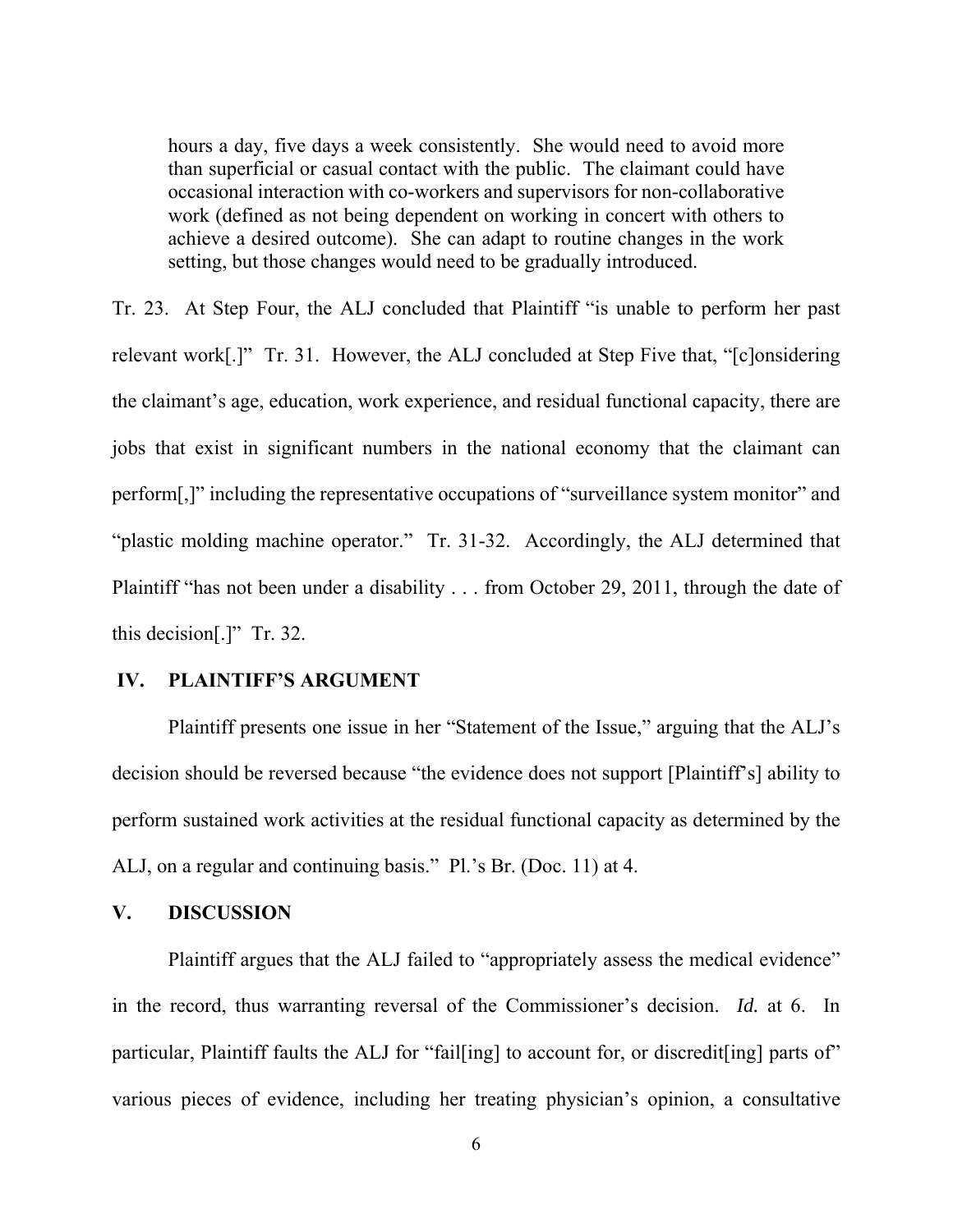> hours a day, five days a week consistently. She would need to avoid more than superficial or casual contact with the public. The claimant could have occasional interaction with co-workers and supervisors for non-collaborative work (defined as not being dependent on working in concert with others to achieve a desired outcome). She can adapt to routine changes in the work setting, but those changes would need to be gradually introduced.

Tr. 23. At Step Four, the ALJ concluded that Plaintiff "is unable to perform her past relevant work[.]" Tr. 31. However, the ALJ concluded at Step Five that, "[c]onsidering the claimant's age, education, work experience, and residual functional capacity, there are jobs that exist in significant numbers in the national economy that the claimant can perform[,]" including the representative occupations of "surveillance system monitor" and "plastic molding machine operator." Tr. 31-32. Accordingly, the ALJ determined that Plaintiff "has not been under a disability . . . from October 29, 2011, through the date of this decision[.]" Tr. 32.

## IV. PLAINTIFF'S ARGUMENT

Plaintiff presents one issue in her "Statement of the Issue," arguing that the ALJ's decision should be reversed because "the evidence does not support [Plaintiff's] ability to perform sustained work activities at the residual functional capacity as determined by the ALJ, on a regular and continuing basis." Pl.'s Br. (Doc. 11) at 4.

## V. DISCUSSION

Plaintiff argues that the ALJ failed to "appropriately assess the medical evidence" in the record, thus warranting reversal of the Commissioner's decision. *Id.* at 6. In particular, Plaintiff faults the ALJ for "fail[ing] to account for, or discredit[ing] parts of" various pieces of evidence, including her treating physician's opinion, a consultative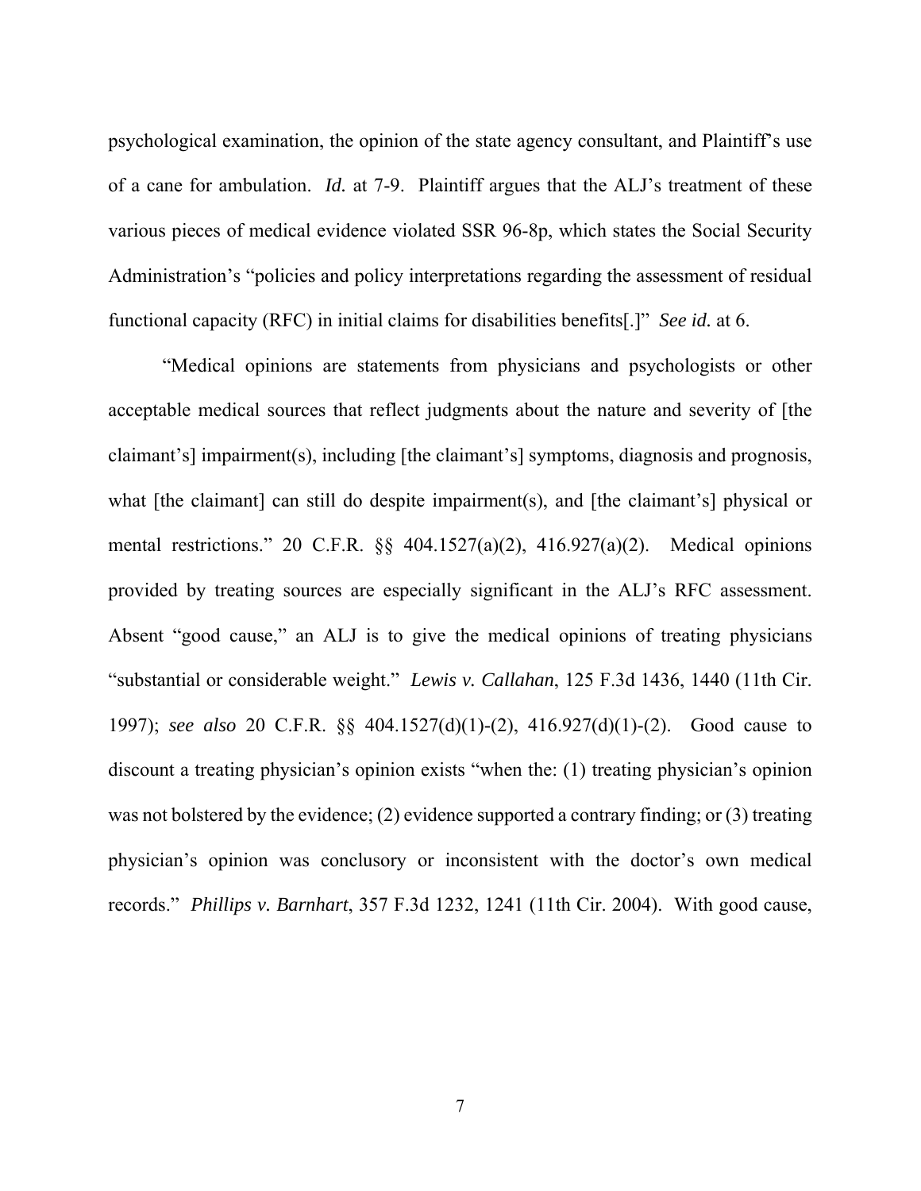psychological examination, the opinion of the state agency consultant, and Plaintiff's use of a cane for ambulation. *Id.* at 7-9. Plaintiff argues that the ALJ's treatment of these various pieces of medical evidence violated SSR 96-8p, which states the Social Security Administration's "policies and policy interpretations regarding the assessment of residual functional capacity (RFC) in initial claims for disabilities benefits[.]" *See id.* at 6.

"Medical opinions are statements from physicians and psychologists or other acceptable medical sources that reflect judgments about the nature and severity of [the claimant's] impairment(s), including [the claimant's] symptoms, diagnosis and prognosis, what [the claimant] can still do despite impairment(s), and [the claimant's] physical or mental restrictions." 20 C.F.R. §§ 404.1527(a)(2), 416.927(a)(2). Medical opinions provided by treating sources are especially significant in the ALJ's RFC assessment. Absent "good cause," an ALJ is to give the medical opinions of treating physicians "substantial or considerable weight." *Lewis v. Callahan*, 125 F.3d 1436, 1440 (11th Cir. 1997); *see also* 20 C.F.R. §§ 404.1527(d)(1)-(2), 416.927(d)(1)-(2). Good cause to discount a treating physician's opinion exists "when the: (1) treating physician's opinion was not bolstered by the evidence; (2) evidence supported a contrary finding; or (3) treating physician's opinion was conclusory or inconsistent with the doctor's own medical records." *Phillips v. Barnhart*, 357 F.3d 1232, 1241 (11th Cir. 2004). With good cause,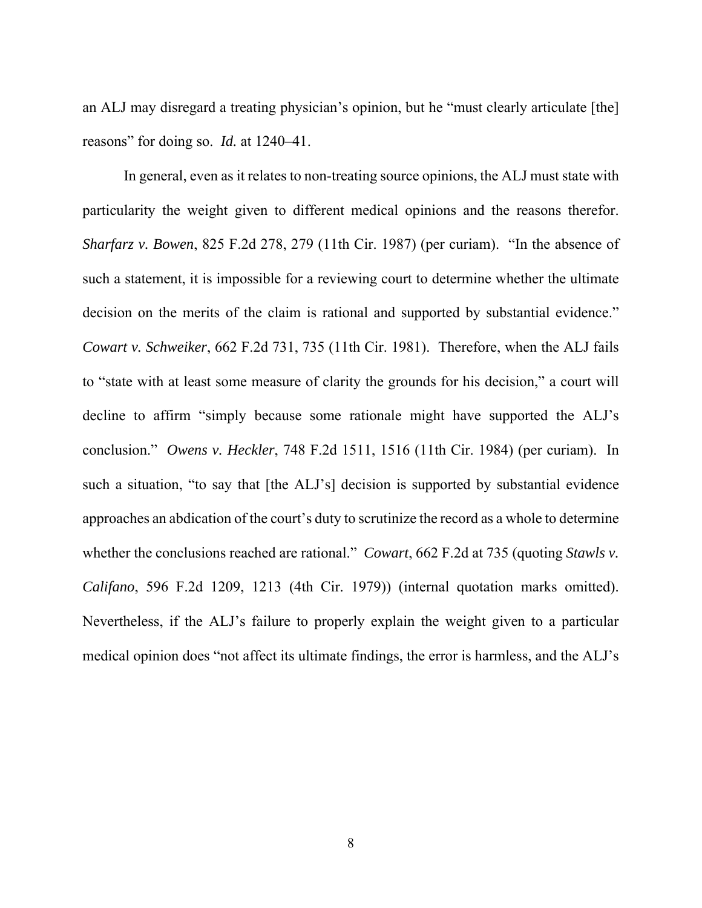an ALJ may disregard a treating physician's opinion, but he "must clearly articulate [the] reasons" for doing so. *Id.* at 1240–41.

In general, even as it relates to non-treating source opinions, the ALJ must state with particularity the weight given to different medical opinions and the reasons therefor. *Sharfarz v. Bowen*, 825 F.2d 278, 279 (11th Cir. 1987) (per curiam). "In the absence of such a statement, it is impossible for a reviewing court to determine whether the ultimate decision on the merits of the claim is rational and supported by substantial evidence." *Cowart v. Schweiker*, 662 F.2d 731, 735 (11th Cir. 1981). Therefore, when the ALJ fails to "state with at least some measure of clarity the grounds for his decision," a court will decline to affirm "simply because some rationale might have supported the ALJ's conclusion." *Owens v. Heckler*, 748 F.2d 1511, 1516 (11th Cir. 1984) (per curiam). In such a situation, "to say that [the ALJ's] decision is supported by substantial evidence approaches an abdication of the court's duty to scrutinize the record as a whole to determine whether the conclusions reached are rational." *Cowart*, 662 F.2d at 735 (quoting *Stawls v. Califano*, 596 F.2d 1209, 1213 (4th Cir. 1979)) (internal quotation marks omitted). Nevertheless, if the ALJ's failure to properly explain the weight given to a particular medical opinion does "not affect its ultimate findings, the error is harmless, and the ALJ's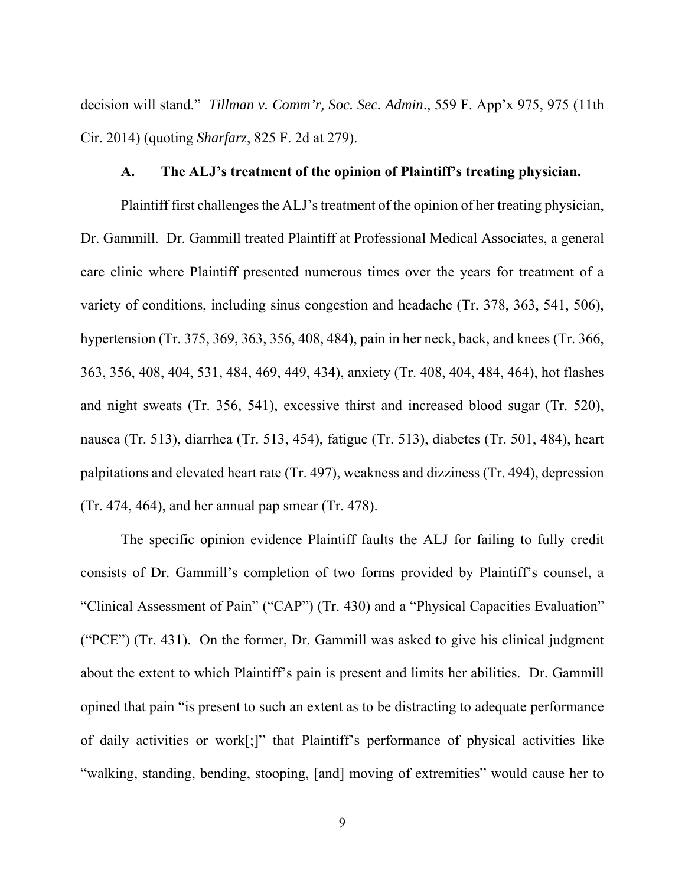decision will stand." *Tillman v. Comm'r, Soc. Sec. Admin*., 559 F. App'x 975, 975 (11th Cir. 2014) (quoting *Sharfarz*, 825 F. 2d at 279).

### A. The ALJ's treatment of the opinion of Plaintiff's treating physician.

Plaintiff first challenges the ALJ's treatment of the opinion of her treating physician, Dr. Gammill. Dr. Gammill treated Plaintiff at Professional Medical Associates, a general care clinic where Plaintiff presented numerous times over the years for treatment of a variety of conditions, including sinus congestion and headache (Tr. 378, 363, 541, 506), hypertension (Tr. 375, 369, 363, 356, 408, 484), pain in her neck, back, and knees (Tr. 366, 363, 356, 408, 404, 531, 484, 469, 449, 434), anxiety (Tr. 408, 404, 484, 464), hot flashes and night sweats (Tr. 356, 541), excessive thirst and increased blood sugar (Tr. 520), nausea (Tr. 513), diarrhea (Tr. 513, 454), fatigue (Tr. 513), diabetes (Tr. 501, 484), heart palpitations and elevated heart rate (Tr. 497), weakness and dizziness (Tr. 494), depression (Tr. 474, 464), and her annual pap smear (Tr. 478).

The specific opinion evidence Plaintiff faults the ALJ for failing to fully credit consists of Dr. Gammill's completion of two forms provided by Plaintiff's counsel, a "Clinical Assessment of Pain" ("CAP") (Tr. 430) and a "Physical Capacities Evaluation" ("PCE") (Tr. 431). On the former, Dr. Gammill was asked to give his clinical judgment about the extent to which Plaintiff's pain is present and limits her abilities. Dr. Gammill opined that pain "is present to such an extent as to be distracting to adequate performance of daily activities or work[;]" that Plaintiff's performance of physical activities like "walking, standing, bending, stooping, [and] moving of extremities" would cause her to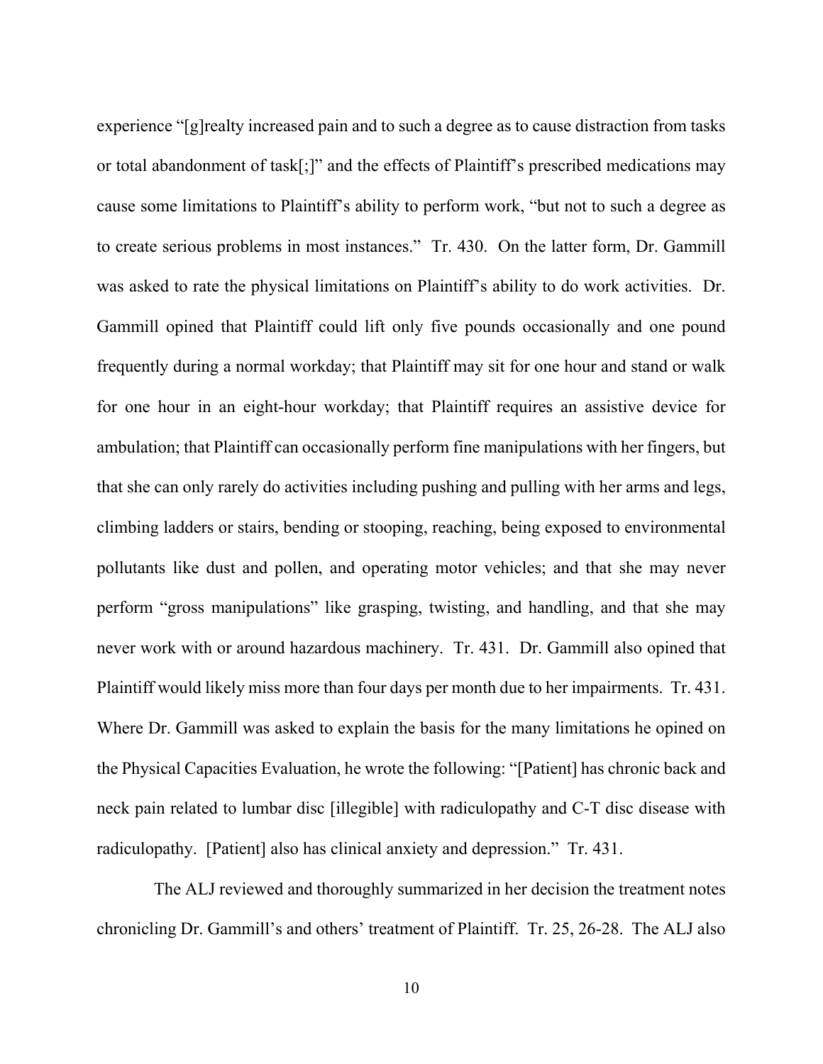experience "[g]realty increased pain and to such a degree as to cause distraction from tasks or total abandonment of task[;]" and the effects of Plaintiff's prescribed medications may cause some limitations to Plaintiff's ability to perform work, "but not to such a degree as to create serious problems in most instances." Tr. 430. On the latter form, Dr. Gammill was asked to rate the physical limitations on Plaintiff's ability to do work activities. Dr. Gammill opined that Plaintiff could lift only five pounds occasionally and one pound frequently during a normal workday; that Plaintiff may sit for one hour and stand or walk for one hour in an eight-hour workday; that Plaintiff requires an assistive device for ambulation; that Plaintiff can occasionally perform fine manipulations with her fingers, but that she can only rarely do activities including pushing and pulling with her arms and legs, climbing ladders or stairs, bending or stooping, reaching, being exposed to environmental pollutants like dust and pollen, and operating motor vehicles; and that she may never perform "gross manipulations" like grasping, twisting, and handling, and that she may never work with or around hazardous machinery. Tr. 431. Dr. Gammill also opined that Plaintiff would likely miss more than four days per month due to her impairments. Tr. 431. Where Dr. Gammill was asked to explain the basis for the many limitations he opined on the Physical Capacities Evaluation, he wrote the following: "[Patient] has chronic back and neck pain related to lumbar disc [illegible] with radiculopathy and C-T disc disease with radiculopathy. [Patient] also has clinical anxiety and depression." Tr. 431.

The ALJ reviewed and thoroughly summarized in her decision the treatment notes chronicling Dr. Gammill's and others' treatment of Plaintiff. Tr. 25, 26-28. The ALJ also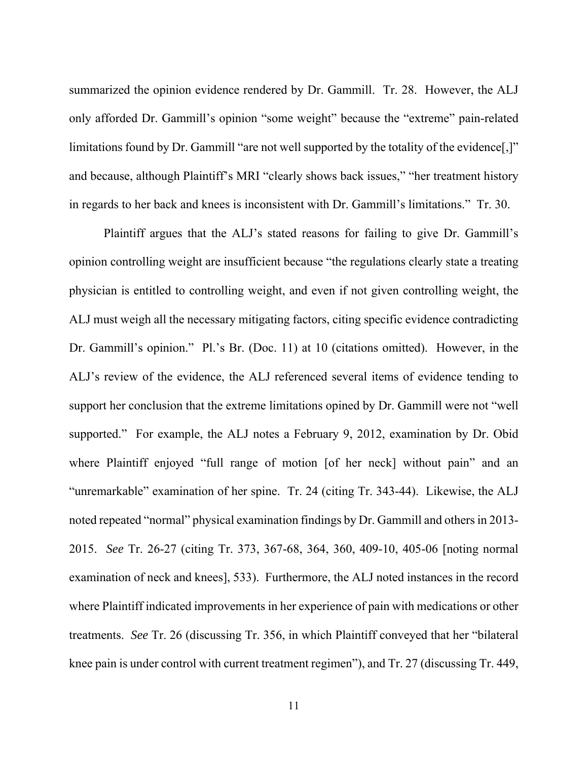summarized the opinion evidence rendered by Dr. Gammill. Tr. 28. However, the ALJ only afforded Dr. Gammill's opinion "some weight" because the "extreme" pain-related limitations found by Dr. Gammill "are not well supported by the totality of the evidence[,]" and because, although Plaintiff's MRI "clearly shows back issues," "her treatment history in regards to her back and knees is inconsistent with Dr. Gammill's limitations." Tr. 30.

Plaintiff argues that the ALJ's stated reasons for failing to give Dr. Gammill's opinion controlling weight are insufficient because "the regulations clearly state a treating physician is entitled to controlling weight, and even if not given controlling weight, the ALJ must weigh all the necessary mitigating factors, citing specific evidence contradicting Dr. Gammill's opinion." Pl.'s Br. (Doc. 11) at 10 (citations omitted). However, in the ALJ's review of the evidence, the ALJ referenced several items of evidence tending to support her conclusion that the extreme limitations opined by Dr. Gammill were not "well supported." For example, the ALJ notes a February 9, 2012, examination by Dr. Obid where Plaintiff enjoyed "full range of motion [of her neck] without pain" and an "unremarkable" examination of her spine. Tr. 24 (citing Tr. 343-44). Likewise, the ALJ noted repeated "normal" physical examination findings by Dr. Gammill and others in 2013-2015. *See* Tr. 26-27 (citing Tr. 373, 367-68, 364, 360, 409-10, 405-06 [noting normal examination of neck and knees], 533). Furthermore, the ALJ noted instances in the record where Plaintiff indicated improvements in her experience of pain with medications or other treatments. *See* Tr. 26 (discussing Tr. 356, in which Plaintiff conveyed that her "bilateral knee pain is under control with current treatment regimen"), and Tr. 27 (discussing Tr. 449,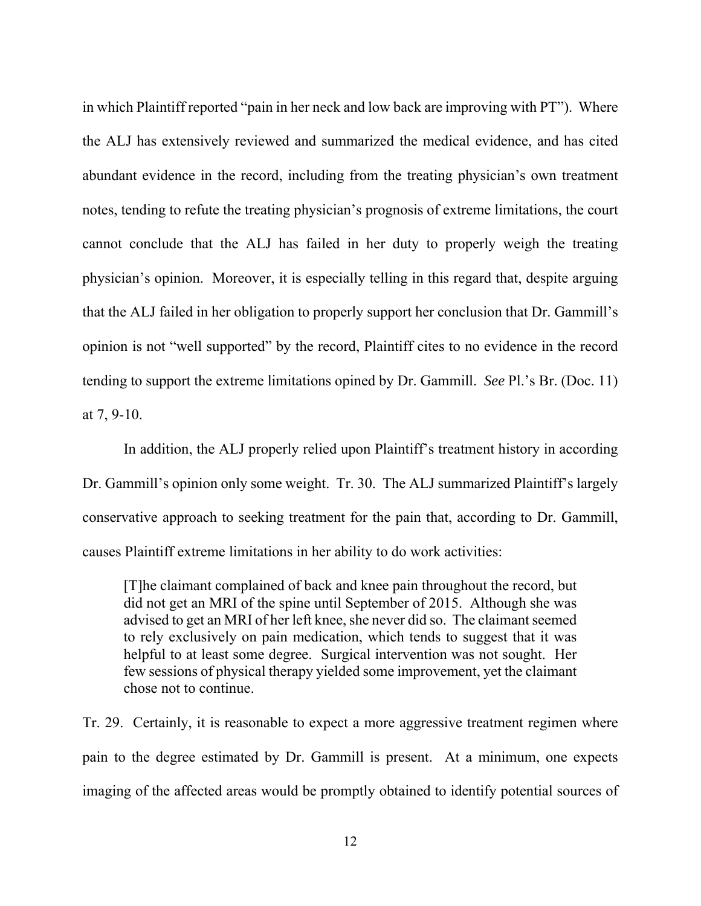in which Plaintiff reported "pain in her neck and low back are improving with PT"). Where the ALJ has extensively reviewed and summarized the medical evidence, and has cited abundant evidence in the record, including from the treating physician's own treatment notes, tending to refute the treating physician's prognosis of extreme limitations, the court cannot conclude that the ALJ has failed in her duty to properly weigh the treating physician's opinion. Moreover, it is especially telling in this regard that, despite arguing that the ALJ failed in her obligation to properly support her conclusion that Dr. Gammill's opinion is not "well supported" by the record, Plaintiff cites to no evidence in the record tending to support the extreme limitations opined by Dr. Gammill. *See* Pl.'s Br. (Doc. 11) at 7, 9-10.

In addition, the ALJ properly relied upon Plaintiff's treatment history in according Dr. Gammill's opinion only some weight. Tr. 30. The ALJ summarized Plaintiff's largely conservative approach to seeking treatment for the pain that, according to Dr. Gammill, causes Plaintiff extreme limitations in her ability to do work activities:

> [T]he claimant complained of back and knee pain throughout the record, but did not get an MRI of the spine until September of 2015. Although she was advised to get an MRI of her left knee, she never did so. The claimant seemed to rely exclusively on pain medication, which tends to suggest that it was helpful to at least some degree. Surgical intervention was not sought. Her few sessions of physical therapy yielded some improvement, yet the claimant chose not to continue.

Tr. 29. Certainly, it is reasonable to expect a more aggressive treatment regimen where pain to the degree estimated by Dr. Gammill is present. At a minimum, one expects imaging of the affected areas would be promptly obtained to identify potential sources of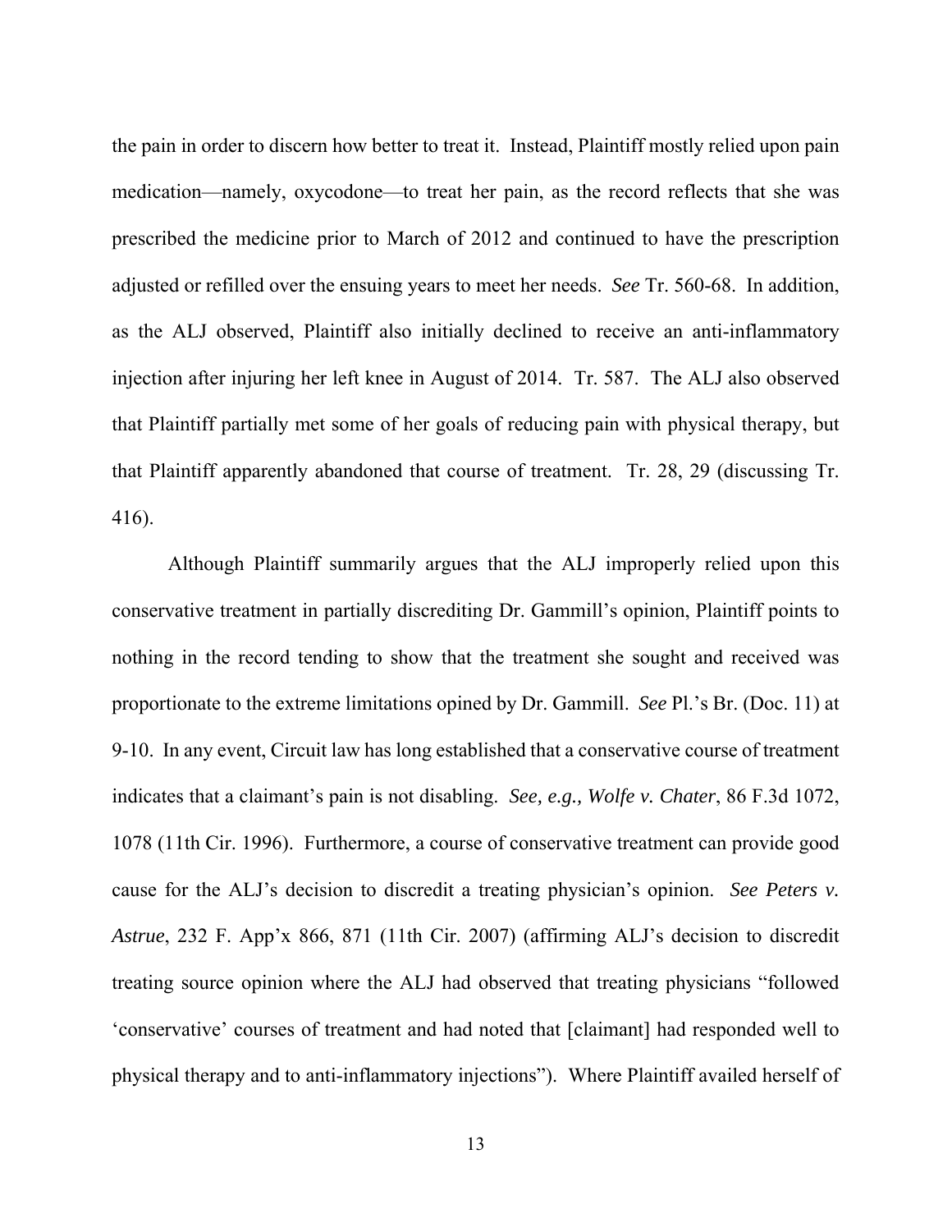the pain in order to discern how better to treat it. Instead, Plaintiff mostly relied upon pain medication—namely, oxycodone—to treat her pain, as the record reflects that she was prescribed the medicine prior to March of 2012 and continued to have the prescription adjusted or refilled over the ensuing years to meet her needs. *See* Tr. 560-68. In addition, as the ALJ observed, Plaintiff also initially declined to receive an anti-inflammatory injection after injuring her left knee in August of 2014. Tr. 587. The ALJ also observed that Plaintiff partially met some of her goals of reducing pain with physical therapy, but that Plaintiff apparently abandoned that course of treatment. Tr. 28, 29 (discussing Tr. 416).

Although Plaintiff summarily argues that the ALJ improperly relied upon this conservative treatment in partially discrediting Dr. Gammill's opinion, Plaintiff points to nothing in the record tending to show that the treatment she sought and received was proportionate to the extreme limitations opined by Dr. Gammill. *See* Pl.'s Br. (Doc. 11) at 9-10. In any event, Circuit law has long established that a conservative course of treatment indicates that a claimant's pain is not disabling. *See, e.g., Wolfe v. Chater*, 86 F.3d 1072, 1078 (11th Cir. 1996). Furthermore, a course of conservative treatment can provide good cause for the ALJ's decision to discredit a treating physician's opinion. *See Peters v. Astrue*, 232 F. App'x 866, 871 (11th Cir. 2007) (affirming ALJ's decision to discredit treating source opinion where the ALJ had observed that treating physicians "followed 'conservative' courses of treatment and had noted that [claimant] had responded well to physical therapy and to anti-inflammatory injections"). Where Plaintiff availed herself of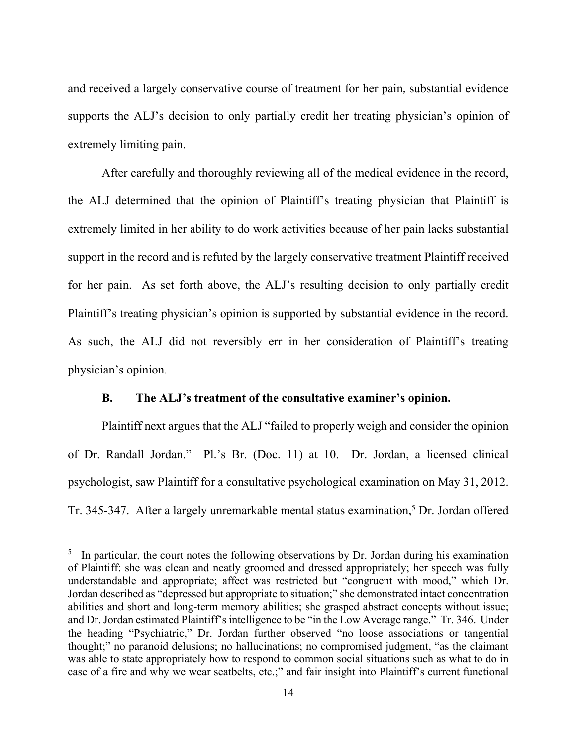and received a largely conservative course of treatment for her pain, substantial evidence supports the ALJ's decision to only partially credit her treating physician's opinion of extremely limiting pain.

After carefully and thoroughly reviewing all of the medical evidence in the record, the ALJ determined that the opinion of Plaintiff's treating physician that Plaintiff is extremely limited in her ability to do work activities because of her pain lacks substantial support in the record and is refuted by the largely conservative treatment Plaintiff received for her pain. As set forth above, the ALJ's resulting decision to only partially credit Plaintiff's treating physician's opinion is supported by substantial evidence in the record. As such, the ALJ did not reversibly err in her consideration of Plaintiff's treating physician's opinion.

### B. The ALJ's treatment of the consultative examiner's opinion.

Plaintiff next argues that the ALJ "failed to properly weigh and consider the opinion of Dr. Randall Jordan." Pl.'s Br. (Doc. 11) at 10. Dr. Jordan, a licensed clinical psychologist, saw Plaintiff for a consultative psychological examination on May 31, 2012. Tr. 345-347. After a largely unremarkable mental status examination,[5] Dr. Jordan offered

---

[5] In particular, the court notes the following observations by Dr. Jordan during his examination of Plaintiff: she was clean and neatly groomed and dressed appropriately; her speech was fully understandable and appropriate; affect was restricted but "congruent with mood," which Dr. Jordan described as "depressed but appropriate to situation;" she demonstrated intact concentration abilities and short and long-term memory abilities; she grasped abstract concepts without issue; and Dr. Jordan estimated Plaintiff's intelligence to be "in the Low Average range." Tr. 346. Under the heading "Psychiatric," Dr. Jordan further observed "no loose associations or tangential thought;" no paranoid delusions; no hallucinations; no compromised judgment, "as the claimant was able to state appropriately how to respond to common social situations such as what to do in case of a fire and why we wear seatbelts, etc.;" and fair insight into Plaintiff's current functional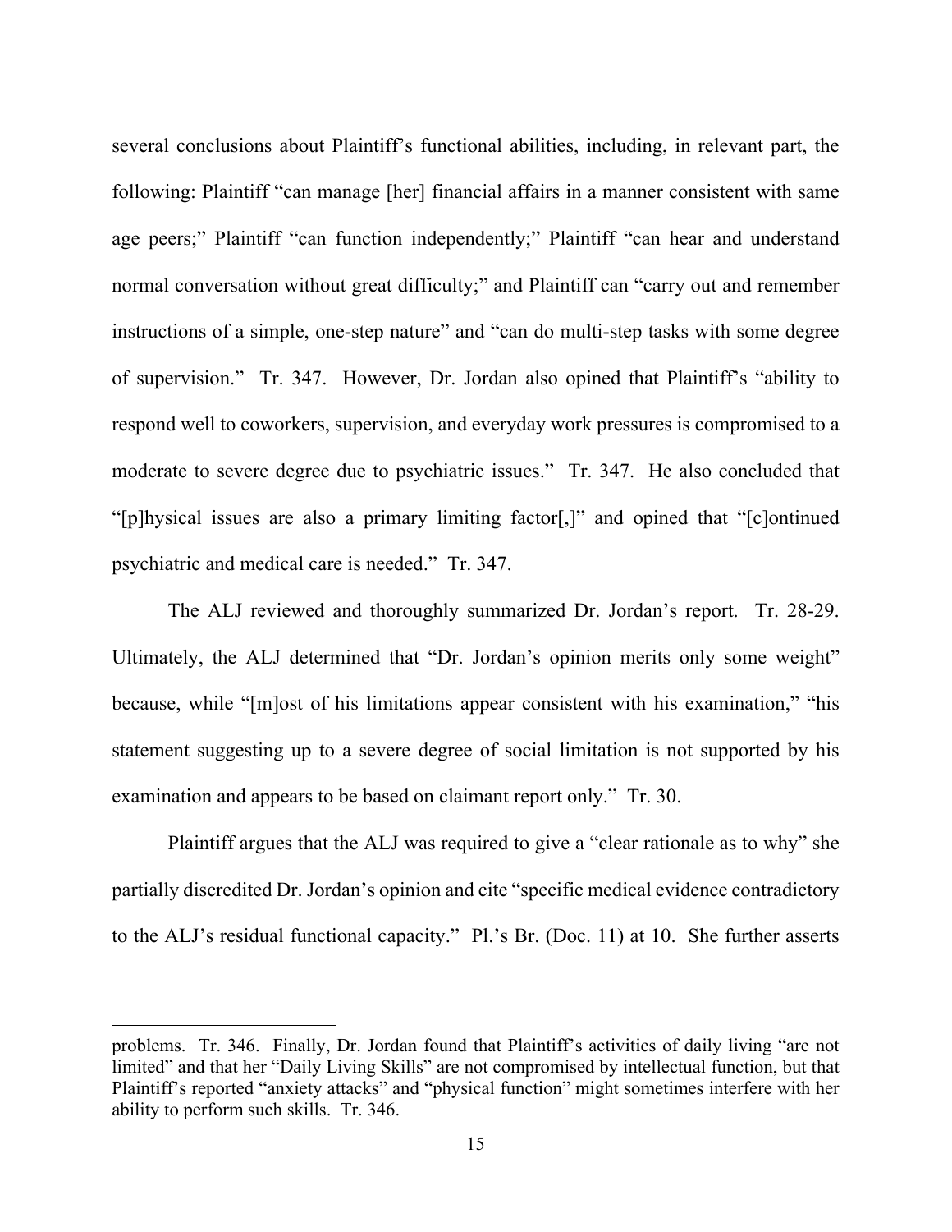several conclusions about Plaintiff's functional abilities, including, in relevant part, the following: Plaintiff "can manage [her] financial affairs in a manner consistent with same age peers;" Plaintiff "can function independently;" Plaintiff "can hear and understand normal conversation without great difficulty;" and Plaintiff can "carry out and remember instructions of a simple, one-step nature" and "can do multi-step tasks with some degree of supervision." Tr. 347. However, Dr. Jordan also opined that Plaintiff's "ability to respond well to coworkers, supervision, and everyday work pressures is compromised to a moderate to severe degree due to psychiatric issues." Tr. 347. He also concluded that "[p]hysical issues are also a primary limiting factor[,]" and opined that "[c]ontinued psychiatric and medical care is needed." Tr. 347.

The ALJ reviewed and thoroughly summarized Dr. Jordan's report. Tr. 28-29. Ultimately, the ALJ determined that "Dr. Jordan's opinion merits only some weight" because, while "[m]ost of his limitations appear consistent with his examination," "his statement suggesting up to a severe degree of social limitation is not supported by his examination and appears to be based on claimant report only." Tr. 30.

Plaintiff argues that the ALJ was required to give a "clear rationale as to why" she partially discredited Dr. Jordan's opinion and cite "specific medical evidence contradictory to the ALJ's residual functional capacity." Pl.'s Br. (Doc. 11) at 10. She further asserts

---

problems. Tr. 346. Finally, Dr. Jordan found that Plaintiff's activities of daily living "are not limited" and that her "Daily Living Skills" are not compromised by intellectual function, but that Plaintiff's reported "anxiety attacks" and "physical function" might sometimes interfere with her ability to perform such skills. Tr. 346.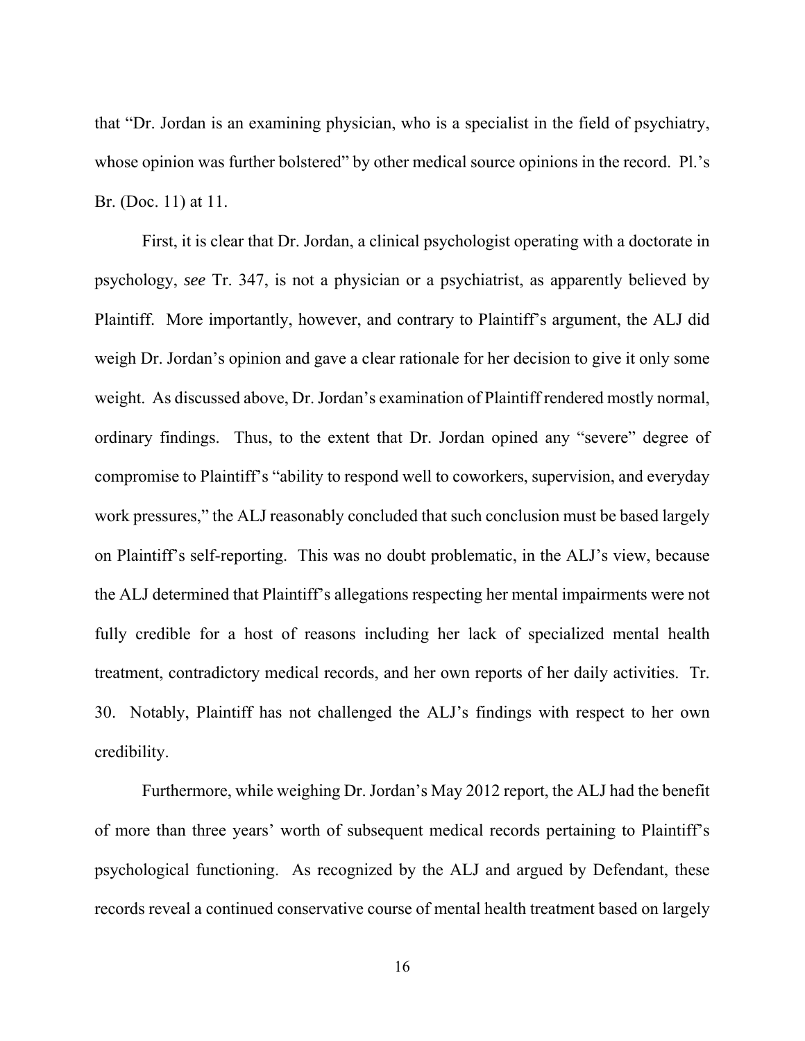that "Dr. Jordan is an examining physician, who is a specialist in the field of psychiatry, whose opinion was further bolstered" by other medical source opinions in the record. Pl.'s Br. (Doc. 11) at 11.

First, it is clear that Dr. Jordan, a clinical psychologist operating with a doctorate in psychology, *see* Tr. 347, is not a physician or a psychiatrist, as apparently believed by Plaintiff. More importantly, however, and contrary to Plaintiff's argument, the ALJ did weigh Dr. Jordan's opinion and gave a clear rationale for her decision to give it only some weight. As discussed above, Dr. Jordan's examination of Plaintiff rendered mostly normal, ordinary findings. Thus, to the extent that Dr. Jordan opined any "severe" degree of compromise to Plaintiff's "ability to respond well to coworkers, supervision, and everyday work pressures," the ALJ reasonably concluded that such conclusion must be based largely on Plaintiff's self-reporting. This was no doubt problematic, in the ALJ's view, because the ALJ determined that Plaintiff's allegations respecting her mental impairments were not fully credible for a host of reasons including her lack of specialized mental health treatment, contradictory medical records, and her own reports of her daily activities. Tr. 30. Notably, Plaintiff has not challenged the ALJ's findings with respect to her own credibility.

Furthermore, while weighing Dr. Jordan's May 2012 report, the ALJ had the benefit of more than three years' worth of subsequent medical records pertaining to Plaintiff's psychological functioning. As recognized by the ALJ and argued by Defendant, these records reveal a continued conservative course of mental health treatment based on largely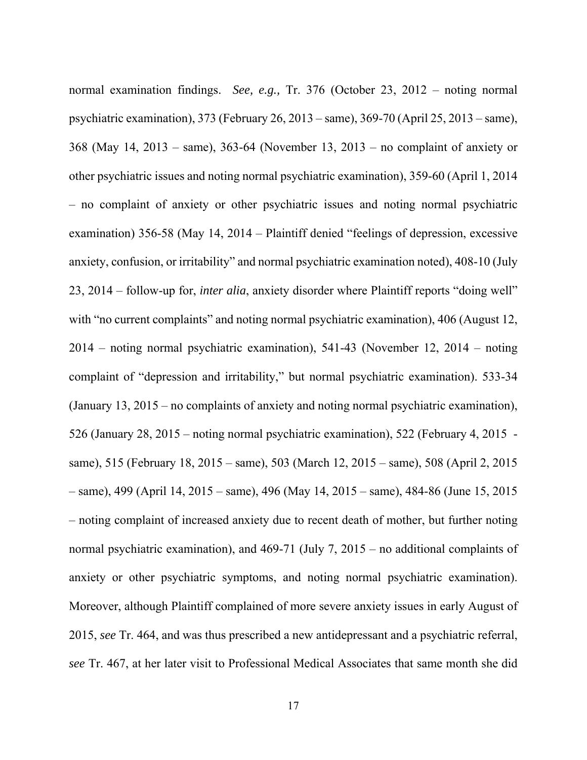normal examination findings. *See, e.g.,* Tr. 376 (October 23, 2012 – noting normal psychiatric examination), 373 (February 26, 2013 – same), 369-70 (April 25, 2013 – same), 368 (May 14, 2013 – same), 363-64 (November 13, 2013 – no complaint of anxiety or other psychiatric issues and noting normal psychiatric examination), 359-60 (April 1, 2014 – no complaint of anxiety or other psychiatric issues and noting normal psychiatric examination) 356-58 (May 14, 2014 – Plaintiff denied "feelings of depression, excessive anxiety, confusion, or irritability" and normal psychiatric examination noted), 408-10 (July 23, 2014 – follow-up for, *inter alia*, anxiety disorder where Plaintiff reports "doing well" with "no current complaints" and noting normal psychiatric examination), 406 (August 12, 2014 – noting normal psychiatric examination), 541-43 (November 12, 2014 – noting complaint of "depression and irritability," but normal psychiatric examination). 533-34 (January 13, 2015 – no complaints of anxiety and noting normal psychiatric examination), 526 (January 28, 2015 – noting normal psychiatric examination), 522 (February 4, 2015 - same), 515 (February 18, 2015 – same), 503 (March 12, 2015 – same), 508 (April 2, 2015 – same), 499 (April 14, 2015 – same), 496 (May 14, 2015 – same), 484-86 (June 15, 2015 – noting complaint of increased anxiety due to recent death of mother, but further noting normal psychiatric examination), and 469-71 (July 7, 2015 – no additional complaints of anxiety or other psychiatric symptoms, and noting normal psychiatric examination). Moreover, although Plaintiff complained of more severe anxiety issues in early August of 2015, *see* Tr. 464, and was thus prescribed a new antidepressant and a psychiatric referral, *see* Tr. 467, at her later visit to Professional Medical Associates that same month she did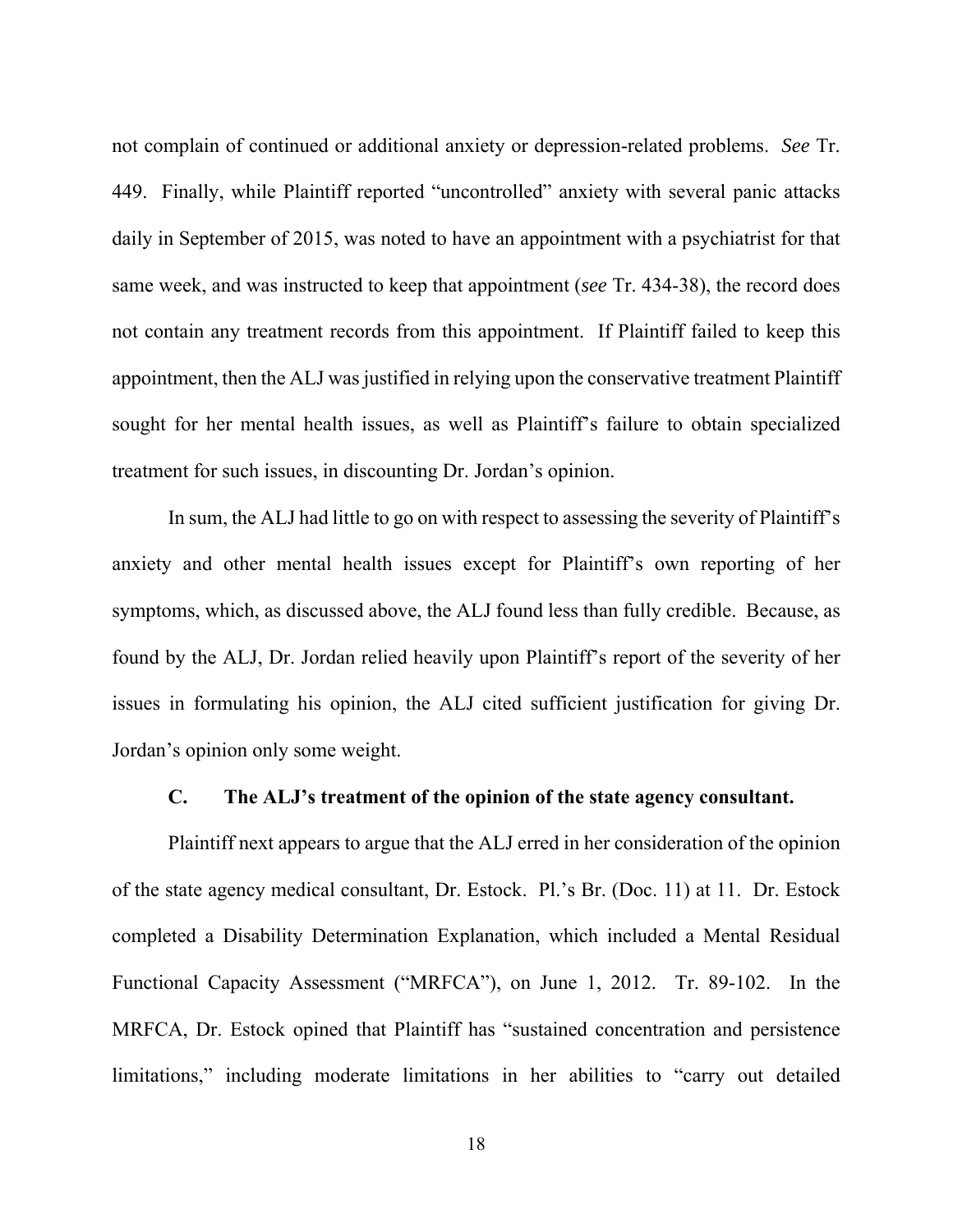not complain of continued or additional anxiety or depression-related problems. *See* Tr. 449. Finally, while Plaintiff reported "uncontrolled" anxiety with several panic attacks daily in September of 2015, was noted to have an appointment with a psychiatrist for that same week, and was instructed to keep that appointment (*see* Tr. 434-38), the record does not contain any treatment records from this appointment. If Plaintiff failed to keep this appointment, then the ALJ was justified in relying upon the conservative treatment Plaintiff sought for her mental health issues, as well as Plaintiff's failure to obtain specialized treatment for such issues, in discounting Dr. Jordan's opinion.

In sum, the ALJ had little to go on with respect to assessing the severity of Plaintiff's anxiety and other mental health issues except for Plaintiff's own reporting of her symptoms, which, as discussed above, the ALJ found less than fully credible. Because, as found by the ALJ, Dr. Jordan relied heavily upon Plaintiff's report of the severity of her issues in formulating his opinion, the ALJ cited sufficient justification for giving Dr. Jordan's opinion only some weight.

### C. The ALJ's treatment of the opinion of the state agency consultant.

Plaintiff next appears to argue that the ALJ erred in her consideration of the opinion of the state agency medical consultant, Dr. Estock. Pl.'s Br. (Doc. 11) at 11. Dr. Estock completed a Disability Determination Explanation, which included a Mental Residual Functional Capacity Assessment ("MRFCA"), on June 1, 2012. Tr. 89-102. In the MRFCA, Dr. Estock opined that Plaintiff has "sustained concentration and persistence limitations," including moderate limitations in her abilities to "carry out detailed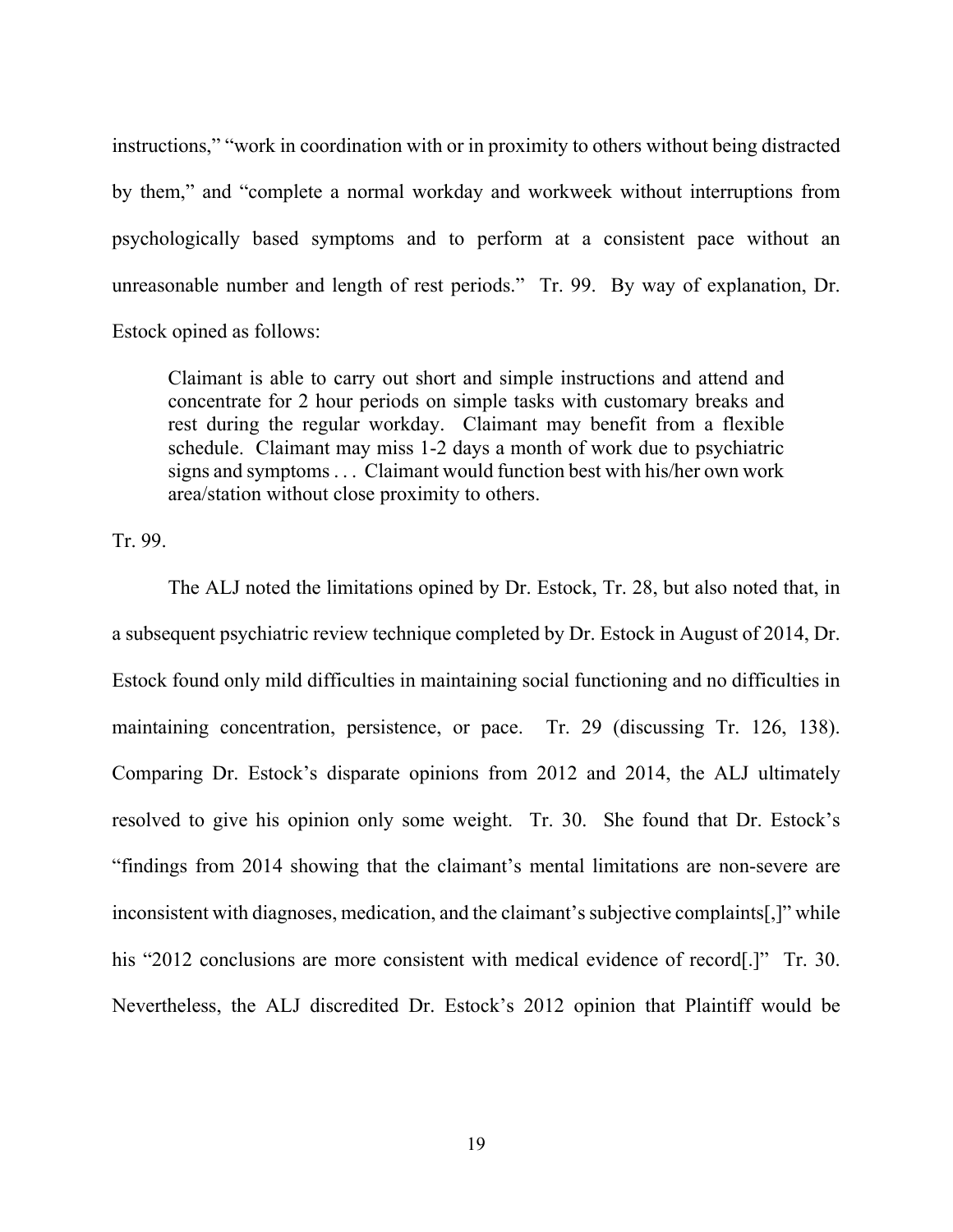instructions," "work in coordination with or in proximity to others without being distracted by them," and "complete a normal workday and workweek without interruptions from psychologically based symptoms and to perform at a consistent pace without an unreasonable number and length of rest periods." Tr. 99. By way of explanation, Dr. Estock opined as follows:

> Claimant is able to carry out short and simple instructions and attend and concentrate for 2 hour periods on simple tasks with customary breaks and rest during the regular workday. Claimant may benefit from a flexible schedule. Claimant may miss 1-2 days a month of work due to psychiatric signs and symptoms . . . Claimant would function best with his/her own work area/station without close proximity to others.

Tr. 99.

The ALJ noted the limitations opined by Dr. Estock, Tr. 28, but also noted that, in a subsequent psychiatric review technique completed by Dr. Estock in August of 2014, Dr. Estock found only mild difficulties in maintaining social functioning and no difficulties in maintaining concentration, persistence, or pace. Tr. 29 (discussing Tr. 126, 138). Comparing Dr. Estock's disparate opinions from 2012 and 2014, the ALJ ultimately resolved to give his opinion only some weight. Tr. 30. She found that Dr. Estock's "findings from 2014 showing that the claimant's mental limitations are non-severe are inconsistent with diagnoses, medication, and the claimant's subjective complaints[,]" while his "2012 conclusions are more consistent with medical evidence of record[.]" Tr. 30. Nevertheless, the ALJ discredited Dr. Estock's 2012 opinion that Plaintiff would be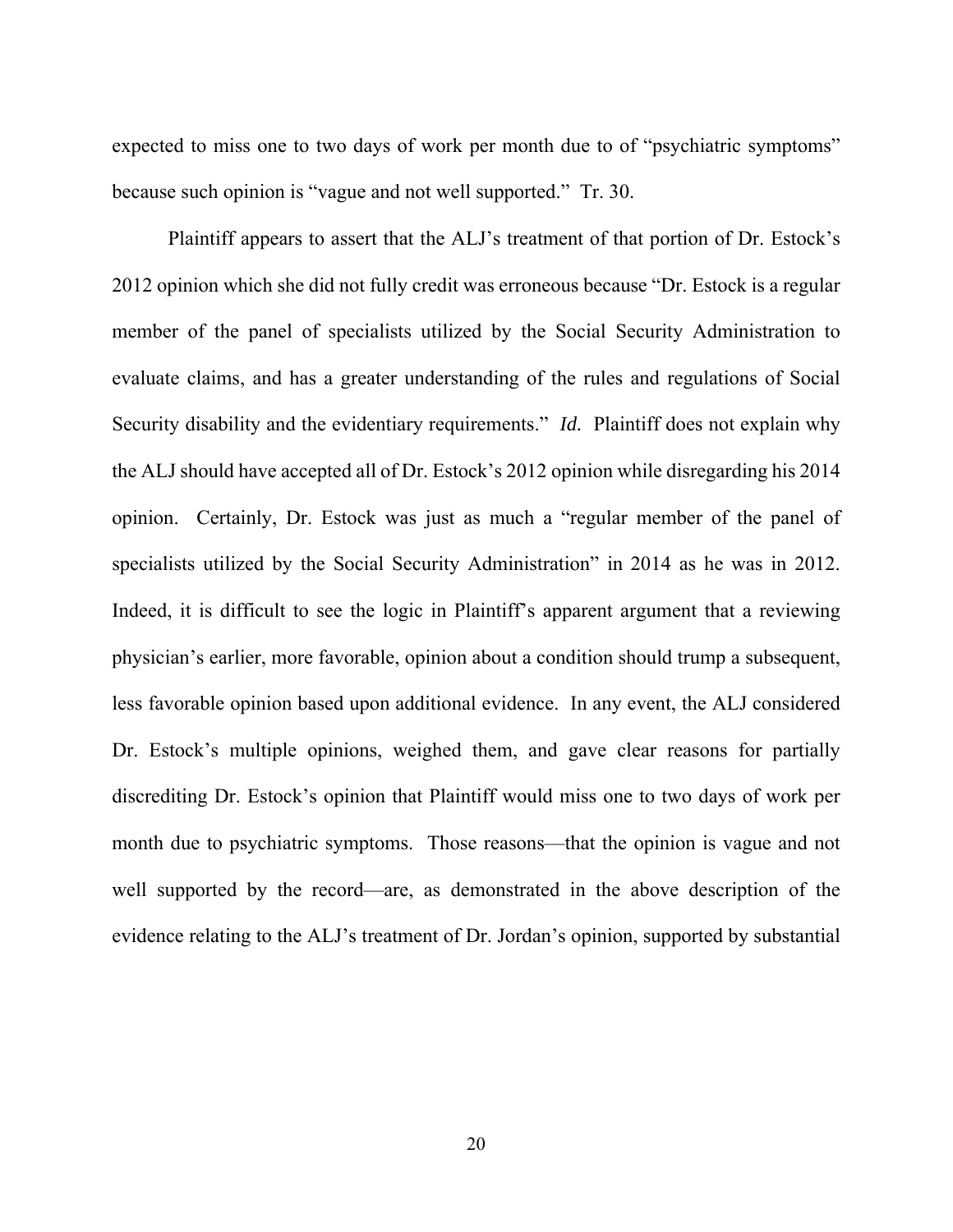expected to miss one to two days of work per month due to of "psychiatric symptoms" because such opinion is "vague and not well supported." Tr. 30.

Plaintiff appears to assert that the ALJ's treatment of that portion of Dr. Estock's 2012 opinion which she did not fully credit was erroneous because "Dr. Estock is a regular member of the panel of specialists utilized by the Social Security Administration to evaluate claims, and has a greater understanding of the rules and regulations of Social Security disability and the evidentiary requirements." *Id.* Plaintiff does not explain why the ALJ should have accepted all of Dr. Estock's 2012 opinion while disregarding his 2014 opinion. Certainly, Dr. Estock was just as much a "regular member of the panel of specialists utilized by the Social Security Administration" in 2014 as he was in 2012. Indeed, it is difficult to see the logic in Plaintiff's apparent argument that a reviewing physician's earlier, more favorable, opinion about a condition should trump a subsequent, less favorable opinion based upon additional evidence. In any event, the ALJ considered Dr. Estock's multiple opinions, weighed them, and gave clear reasons for partially discrediting Dr. Estock's opinion that Plaintiff would miss one to two days of work per month due to psychiatric symptoms. Those reasons—that the opinion is vague and not well supported by the record—are, as demonstrated in the above description of the evidence relating to the ALJ's treatment of Dr. Jordan's opinion, supported by substantial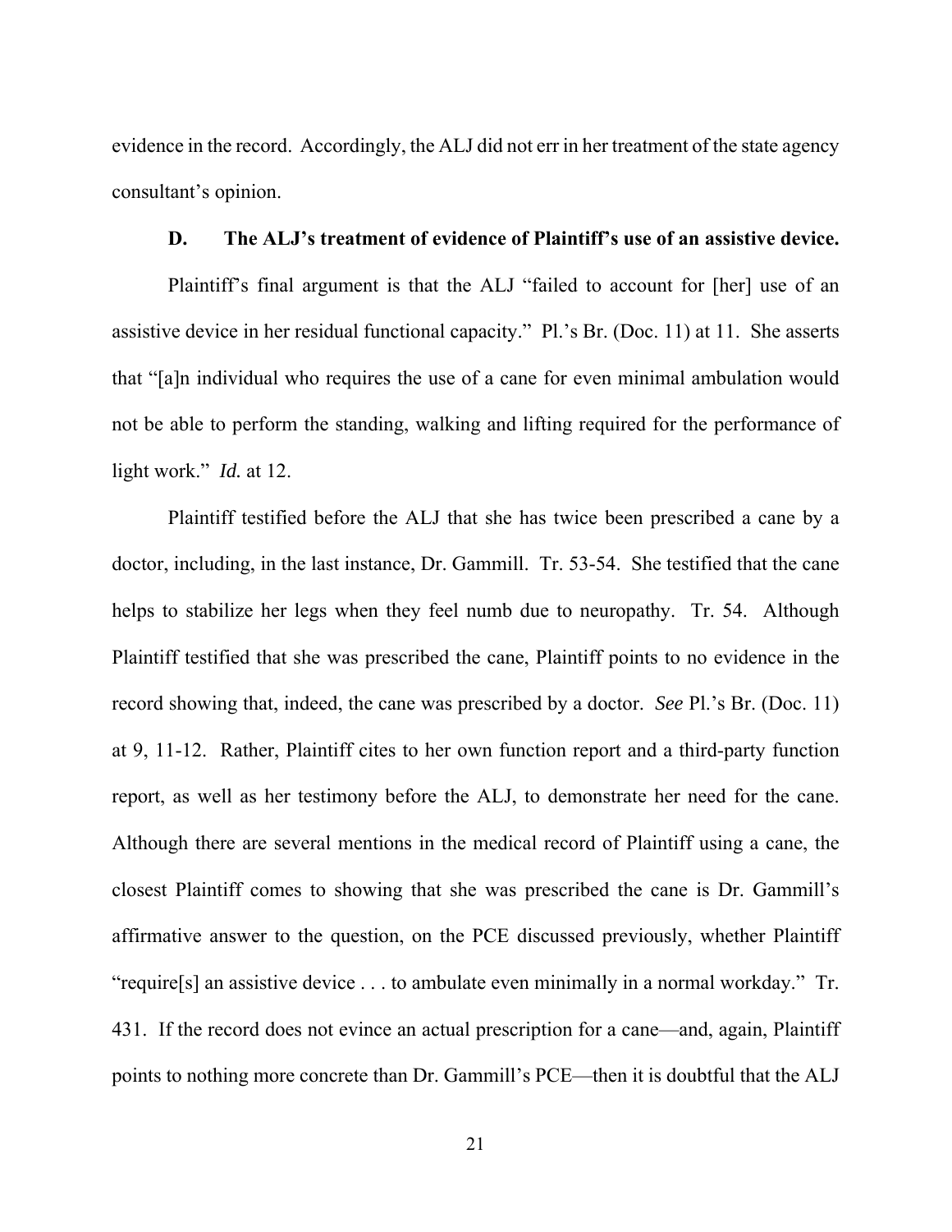evidence in the record. Accordingly, the ALJ did not err in her treatment of the state agency consultant's opinion.

### D. The ALJ's treatment of evidence of Plaintiff's use of an assistive device.

Plaintiff's final argument is that the ALJ "failed to account for [her] use of an assistive device in her residual functional capacity." Pl.'s Br. (Doc. 11) at 11. She asserts that "[a]n individual who requires the use of a cane for even minimal ambulation would not be able to perform the standing, walking and lifting required for the performance of light work." *Id.* at 12.

Plaintiff testified before the ALJ that she has twice been prescribed a cane by a doctor, including, in the last instance, Dr. Gammill. Tr. 53-54. She testified that the cane helps to stabilize her legs when they feel numb due to neuropathy. Tr. 54. Although Plaintiff testified that she was prescribed the cane, Plaintiff points to no evidence in the record showing that, indeed, the cane was prescribed by a doctor. *See* Pl.'s Br. (Doc. 11) at 9, 11-12. Rather, Plaintiff cites to her own function report and a third-party function report, as well as her testimony before the ALJ, to demonstrate her need for the cane. Although there are several mentions in the medical record of Plaintiff using a cane, the closest Plaintiff comes to showing that she was prescribed the cane is Dr. Gammill's affirmative answer to the question, on the PCE discussed previously, whether Plaintiff "require[s] an assistive device . . . to ambulate even minimally in a normal workday." Tr. 431. If the record does not evince an actual prescription for a cane—and, again, Plaintiff points to nothing more concrete than Dr. Gammill's PCE—then it is doubtful that the ALJ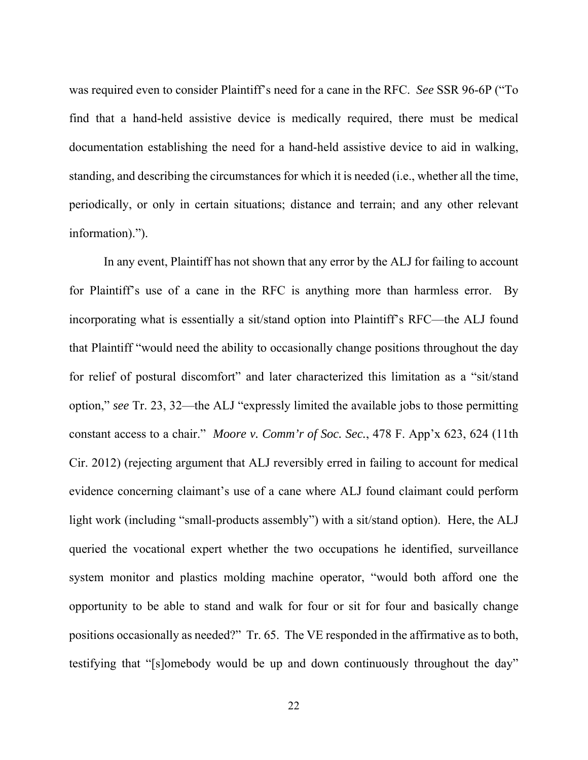was required even to consider Plaintiff's need for a cane in the RFC. *See* SSR 96-6P ("To find that a hand-held assistive device is medically required, there must be medical documentation establishing the need for a hand-held assistive device to aid in walking, standing, and describing the circumstances for which it is needed (i.e., whether all the time, periodically, or only in certain situations; distance and terrain; and any other relevant information).").

In any event, Plaintiff has not shown that any error by the ALJ for failing to account for Plaintiff's use of a cane in the RFC is anything more than harmless error. By incorporating what is essentially a sit/stand option into Plaintiff's RFC—the ALJ found that Plaintiff "would need the ability to occasionally change positions throughout the day for relief of postural discomfort" and later characterized this limitation as a "sit/stand option," *see* Tr. 23, 32—the ALJ "expressly limited the available jobs to those permitting constant access to a chair." *Moore v. Comm'r of Soc. Sec.*, 478 F. App'x 623, 624 (11th Cir. 2012) (rejecting argument that ALJ reversibly erred in failing to account for medical evidence concerning claimant's use of a cane where ALJ found claimant could perform light work (including "small-products assembly") with a sit/stand option). Here, the ALJ queried the vocational expert whether the two occupations he identified, surveillance system monitor and plastics molding machine operator, "would both afford one the opportunity to be able to stand and walk for four or sit for four and basically change positions occasionally as needed?" Tr. 65. The VE responded in the affirmative as to both, testifying that "[s]omebody would be up and down continuously throughout the day"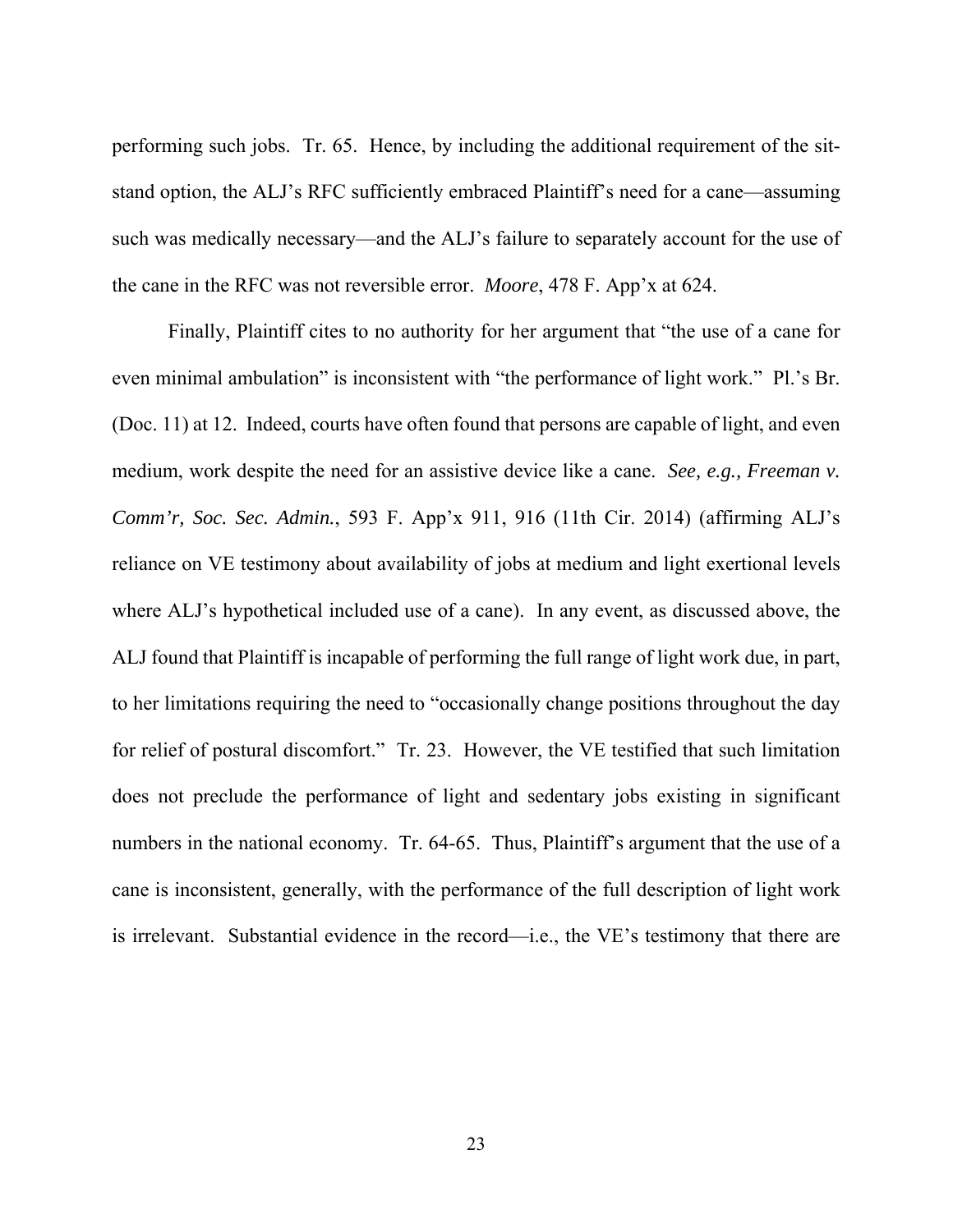performing such jobs. Tr. 65. Hence, by including the additional requirement of the sit-stand option, the ALJ's RFC sufficiently embraced Plaintiff's need for a cane—assuming such was medically necessary—and the ALJ's failure to separately account for the use of the cane in the RFC was not reversible error. *Moore*, 478 F. App'x at 624.

Finally, Plaintiff cites to no authority for her argument that "the use of a cane for even minimal ambulation" is inconsistent with "the performance of light work." Pl.'s Br. (Doc. 11) at 12. Indeed, courts have often found that persons are capable of light, and even medium, work despite the need for an assistive device like a cane. *See, e.g., Freeman v. Comm'r, Soc. Sec. Admin.*, 593 F. App'x 911, 916 (11th Cir. 2014) (affirming ALJ's reliance on VE testimony about availability of jobs at medium and light exertional levels where ALJ's hypothetical included use of a cane). In any event, as discussed above, the ALJ found that Plaintiff is incapable of performing the full range of light work due, in part, to her limitations requiring the need to "occasionally change positions throughout the day for relief of postural discomfort." Tr. 23. However, the VE testified that such limitation does not preclude the performance of light and sedentary jobs existing in significant numbers in the national economy. Tr. 64-65. Thus, Plaintiff's argument that the use of a cane is inconsistent, generally, with the performance of the full description of light work is irrelevant. Substantial evidence in the record—i.e., the VE's testimony that there are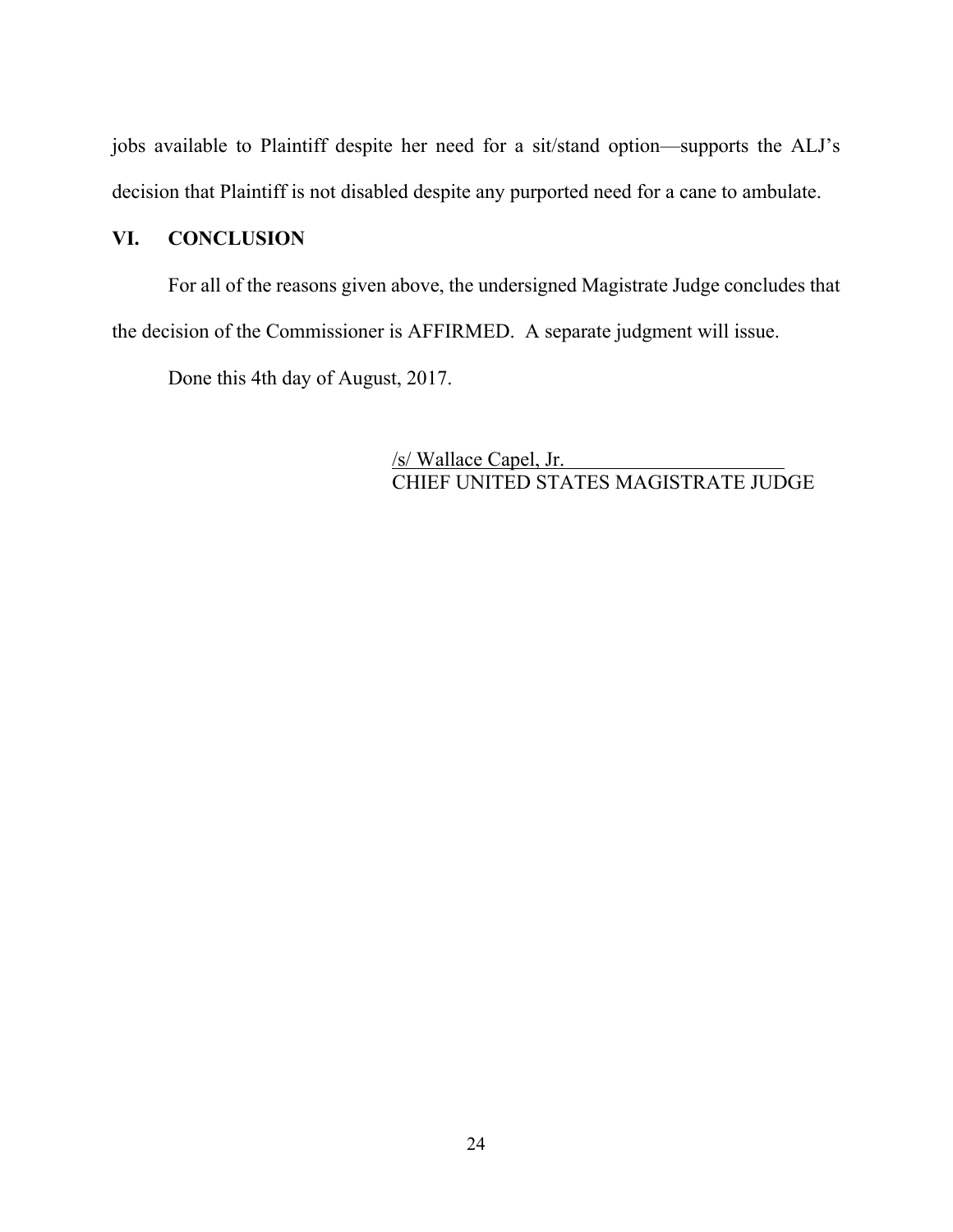jobs available to Plaintiff despite her need for a sit/stand option—supports the ALJ's decision that Plaintiff is not disabled despite any purported need for a cane to ambulate.

## VI. CONCLUSION

For all of the reasons given above, the undersigned Magistrate Judge concludes that the decision of the Commissioner is AFFIRMED. A separate judgment will issue.

Done this 4th day of August, 2017.

/s/ Wallace Capel, Jr.
CHIEF UNITED STATES MAGISTRATE JUDGE